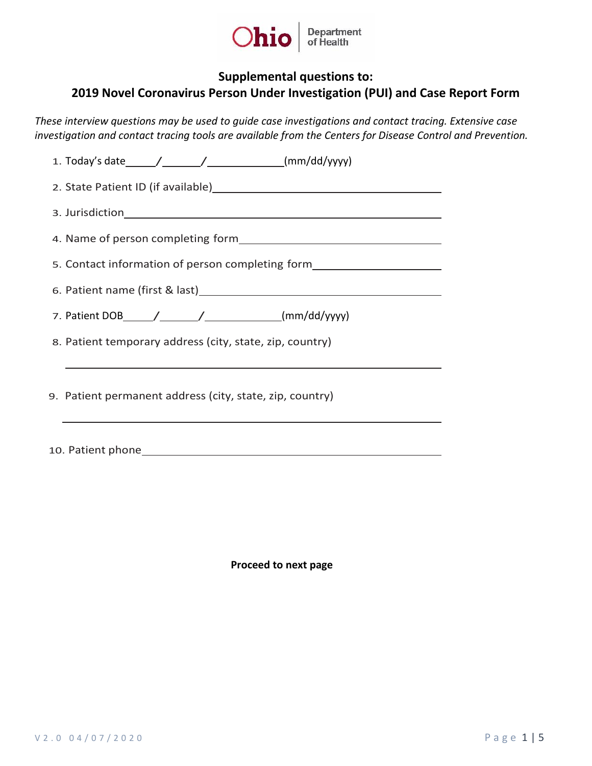Ohio Department of Health

## Supplemental questions to:
## 2019 Novel Coronavirus Person Under Investigation (PUI) and Case Report Form

*These interview questions may be used to guide case investigations and contact tracing. Extensive case investigation and contact tracing tools are available from the Centers for Disease Control and Prevention.*

1. Today's date_____/______/____________(mm/dd/yyyy)
2. State Patient ID (if available)____________________________________
3. Jurisdiction____________________________________
4. Name of person completing form____________________________________
5. Contact information of person completing form____________________________________
6. Patient name (first & last)____________________________________
7. Patient DOB_____/______/____________(mm/dd/yyyy)
8. Patient temporary address (city, state, zip, country)

   ____________________________________
9. Patient permanent address (city, state, zip, country)

   ____________________________________
10. Patient phone____________________________________

**Proceed to next page**

V2.0 04/07/2020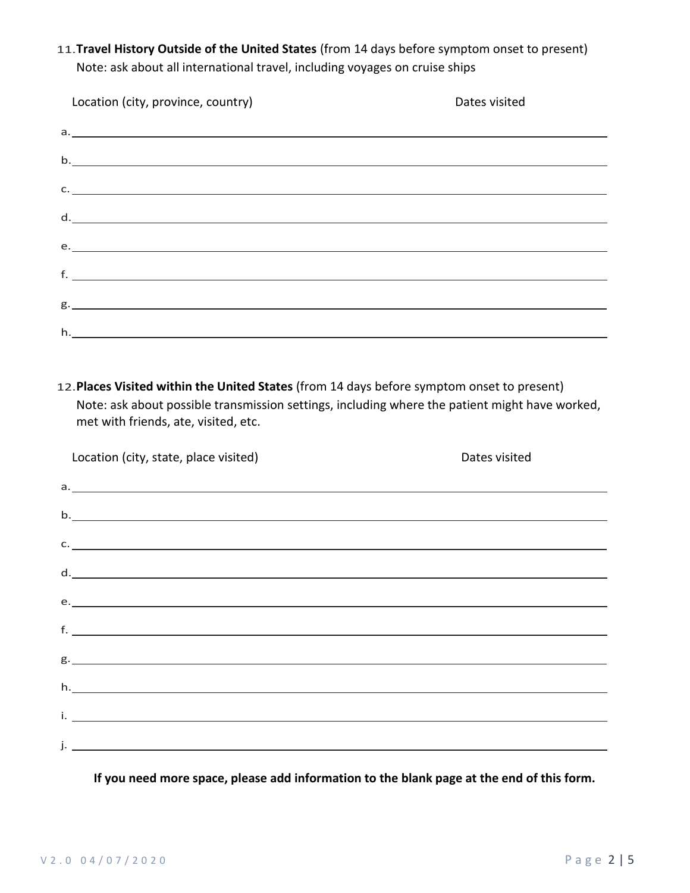11. **Travel History Outside of the United States** (from 14 days before symptom onset to present)
    Note: ask about all international travel, including voyages on cruise ships

| Location (city, province, country) | Dates visited |
| --- | --- |
| a. | |
| b. | |
| c. | |
| d. | |
| e. | |
| f. | |
| g. | |
| h. | |

12. **Places Visited within the United States** (from 14 days before symptom onset to present)
    Note: ask about possible transmission settings, including where the patient might have worked, met with friends, ate, visited, etc.

| Location (city, state, place visited) | Dates visited |
| --- | --- |
| a. | |
| b. | |
| c. | |
| d. | |
| e. | |
| f. | |
| g. | |
| h. | |
| i. | |
| j. | |

**If you need more space, please add information to the blank page at the end of this form.**

V2.0 04/07/2020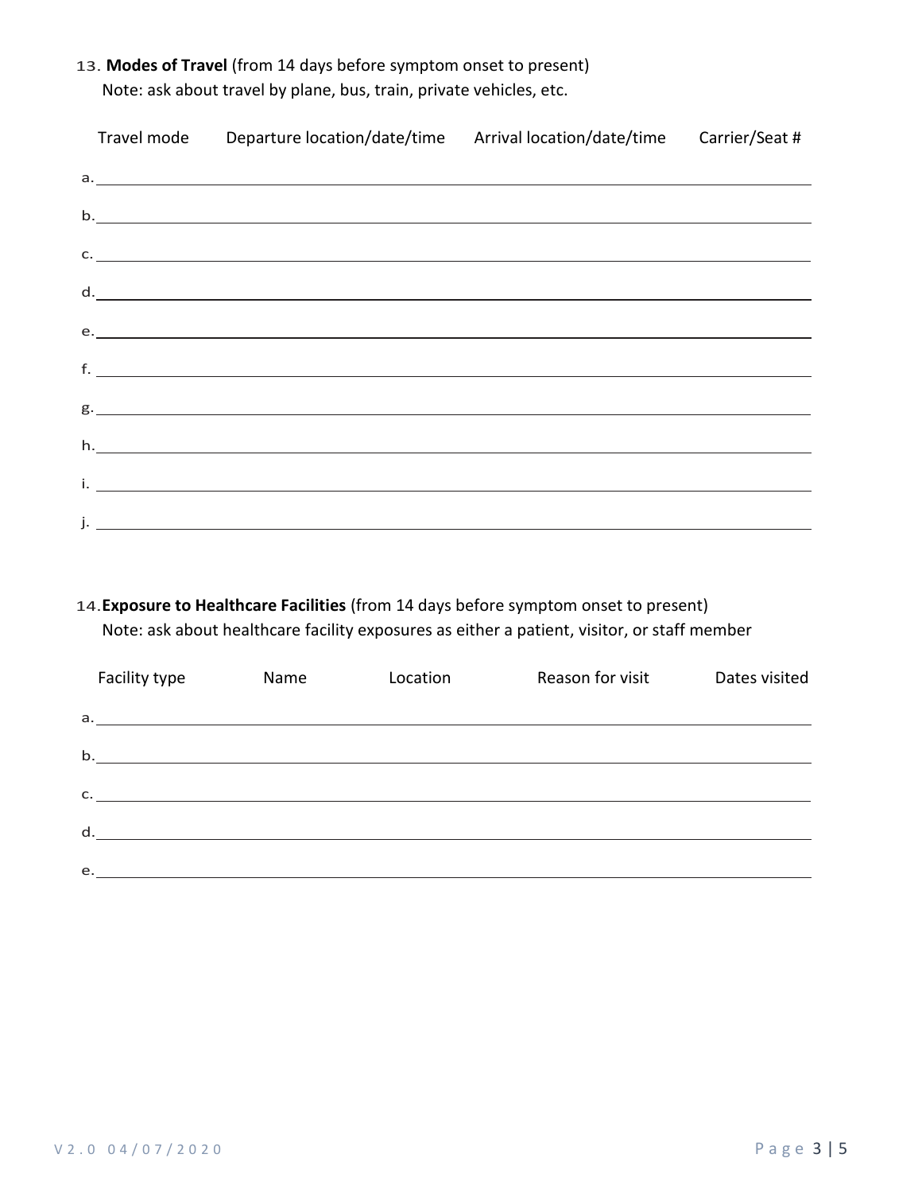13. **Modes of Travel** (from 14 days before symptom onset to present)
    Note: ask about travel by plane, bus, train, private vehicles, etc.

| | Travel mode | Departure location/date/time | Arrival location/date/time | Carrier/Seat # |
|---|---|---|---|---|
| a. | | | | |
| b. | | | | |
| c. | | | | |
| d. | | | | |
| e. | | | | |
| f. | | | | |
| g. | | | | |
| h. | | | | |
| i. | | | | |
| j. | | | | |

14. **Exposure to Healthcare Facilities** (from 14 days before symptom onset to present)
    Note: ask about healthcare facility exposures as either a patient, visitor, or staff member

| | Facility type | Name | Location | Reason for visit | Dates visited |
|---|---|---|---|---|---|
| a. | | | | | |
| b. | | | | | |
| c. | | | | | |
| d. | | | | | |
| e. | | | | | |

V2.0 04/07/2020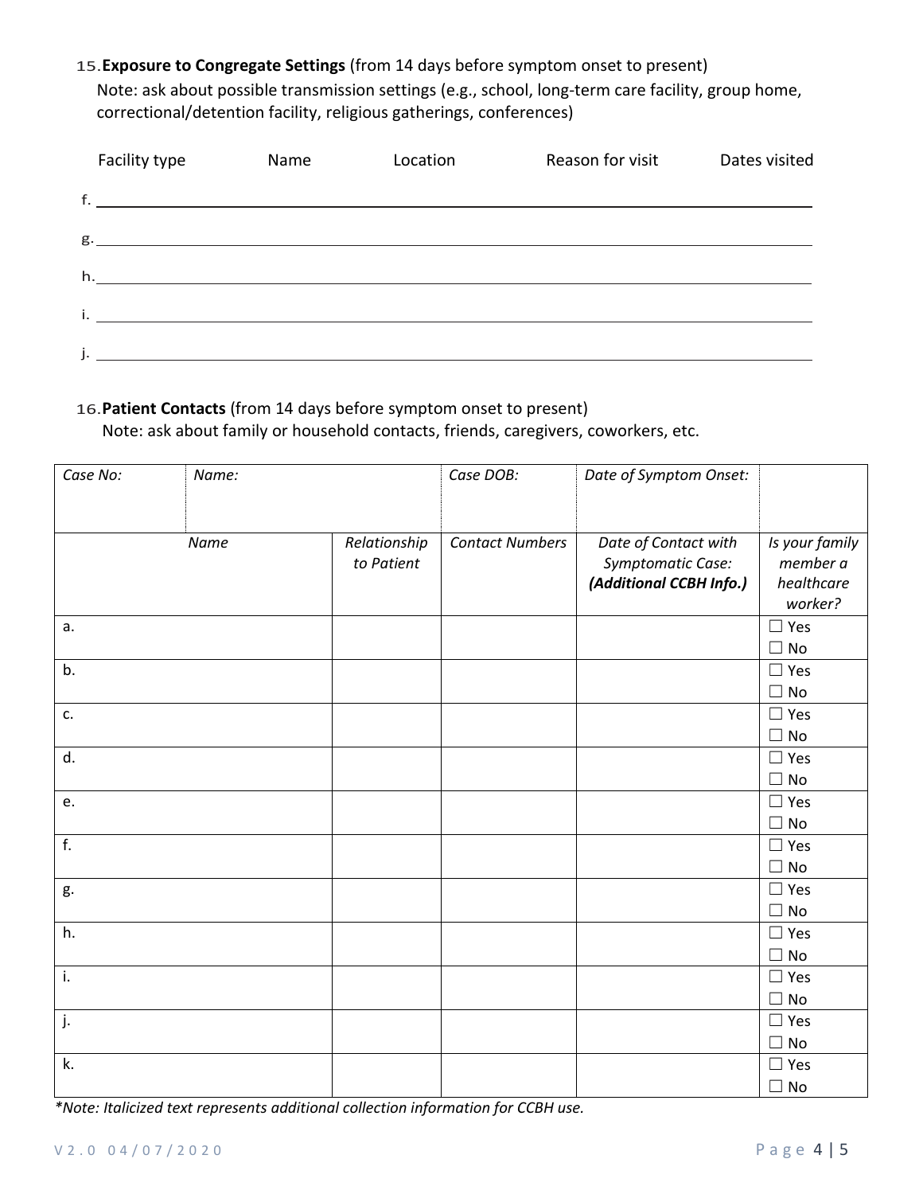15. **Exposure to Congregate Settings** (from 14 days before symptom onset to present)
Note: ask about possible transmission settings (e.g., school, long-term care facility, group home, correctional/detention facility, religious gatherings, conferences)

| Facility type | Name | Location | Reason for visit | Dates visited |
|---|---|---|---|---|
| f. | | | | |
| g. | | | | |
| h. | | | | |
| i. | | | | |
| j. | | | | |

16. **Patient Contacts** (from 14 days before symptom onset to present)
Note: ask about family or household contacts, friends, caregivers, coworkers, etc.

| *Case No:* | *Name:* | | *Case DOB:* | *Date of Symptom Onset:* | |
|---|---|---|---|---|---|
| *Name* | | *Relationship to Patient* | *Contact Numbers* | *Date of Contact with Symptomatic Case:* ***(Additional CCBH Info.)*** | *Is your family member a healthcare worker?* |
| a. | | | | | ☐ Yes ☐ No |
| b. | | | | | ☐ Yes ☐ No |
| c. | | | | | ☐ Yes ☐ No |
| d. | | | | | ☐ Yes ☐ No |
| e. | | | | | ☐ Yes ☐ No |
| f. | | | | | ☐ Yes ☐ No |
| g. | | | | | ☐ Yes ☐ No |
| h. | | | | | ☐ Yes ☐ No |
| i. | | | | | ☐ Yes ☐ No |
| j. | | | | | ☐ Yes ☐ No |
| k. | | | | | ☐ Yes ☐ No |

**Note: Italicized text represents additional collection information for CCBH use.*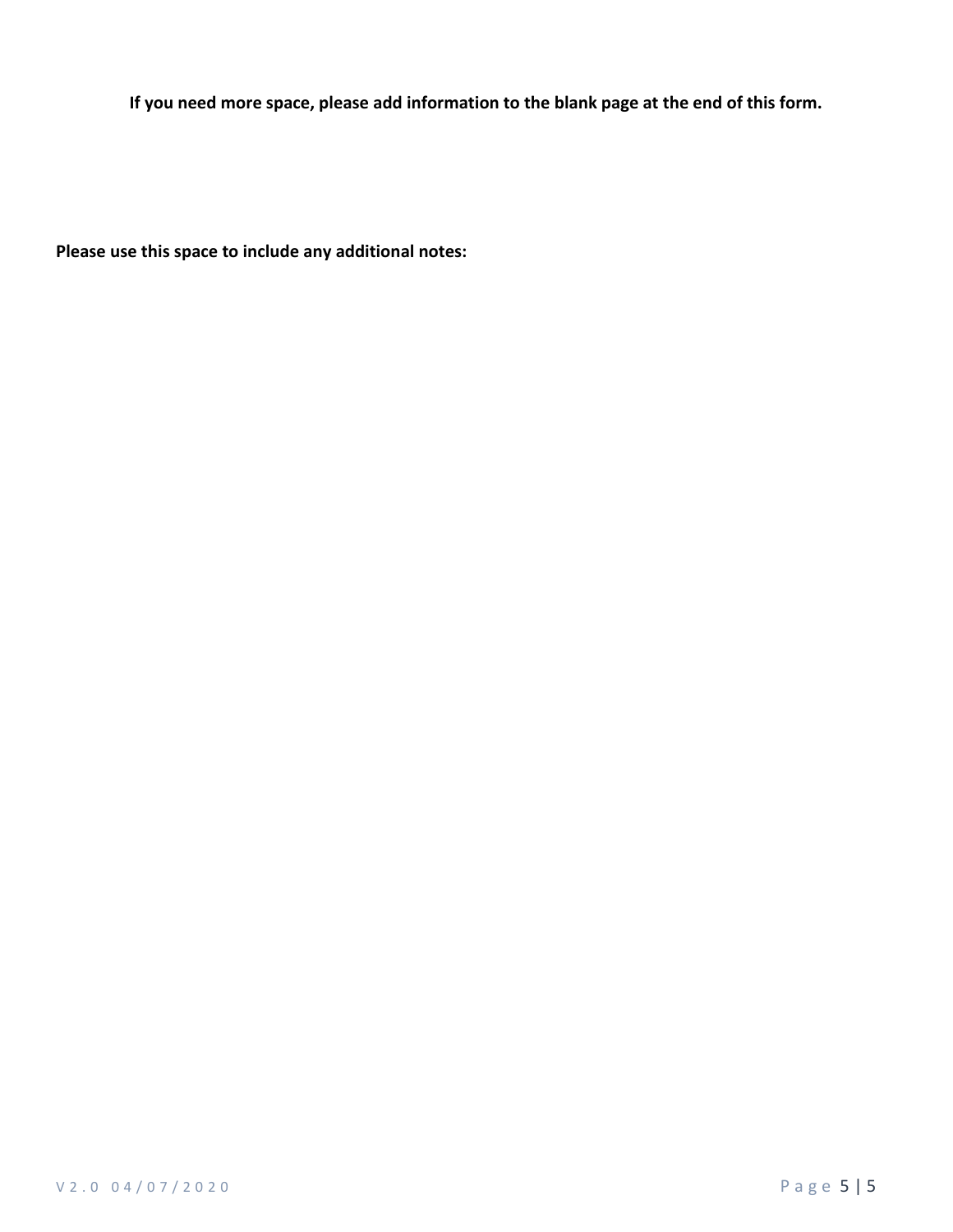**If you need more space, please add information to the blank page at the end of this form.**

**Please use this space to include any additional notes:**